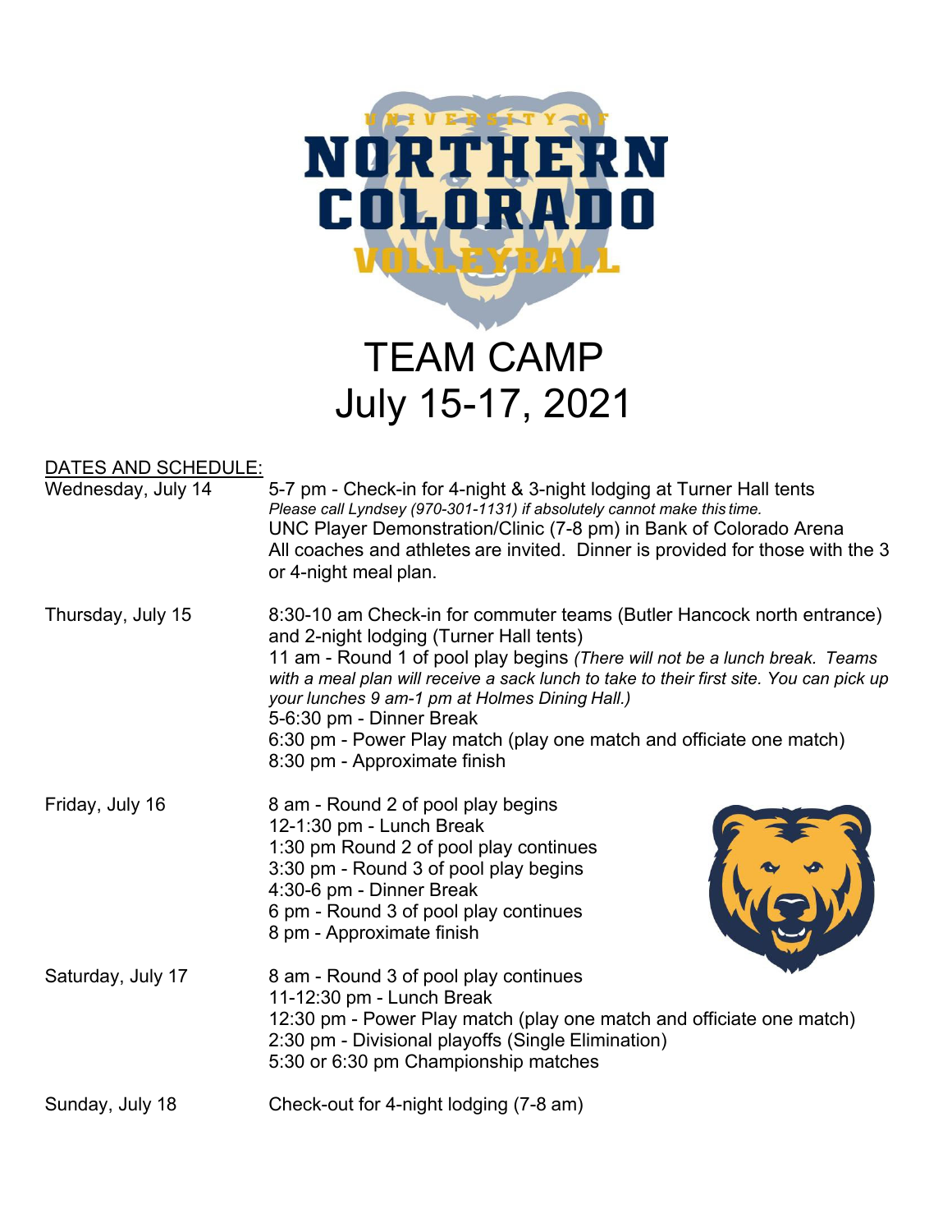# TEAM CAMP
# July 15-17, 2021

<u>DATES AND SCHEDULE:</u>

**Wednesday, July 14**

5-7 pm - Check-in for 4-night & 3-night lodging at Turner Hall tents
*Please call Lyndsey (970-301-1131) if absolutely cannot make this time.*
UNC Player Demonstration/Clinic (7-8 pm) in Bank of Colorado Arena
All coaches and athletes are invited. Dinner is provided for those with the 3 or 4-night meal plan.

**Thursday, July 15**

8:30-10 am Check-in for commuter teams (Butler Hancock north entrance) and 2-night lodging (Turner Hall tents)
11 am - Round 1 of pool play begins *(There will not be a lunch break. Teams with a meal plan will receive a sack lunch to take to their first site. You can pick up your lunches 9 am-1 pm at Holmes Dining Hall.)*
5-6:30 pm - Dinner Break
6:30 pm - Power Play match (play one match and officiate one match)
8:30 pm - Approximate finish

**Friday, July 16**

8 am - Round 2 of pool play begins
12-1:30 pm - Lunch Break
1:30 pm Round 2 of pool play continues
3:30 pm - Round 3 of pool play begins
4:30-6 pm - Dinner Break
6 pm - Round 3 of pool play continues
8 pm - Approximate finish

**Saturday, July 17**

8 am - Round 3 of pool play continues
11-12:30 pm - Lunch Break
12:30 pm - Power Play match (play one match and officiate one match)
2:30 pm - Divisional playoffs (Single Elimination)
5:30 or 6:30 pm Championship matches

**Sunday, July 18**

Check-out for 4-night lodging (7-8 am)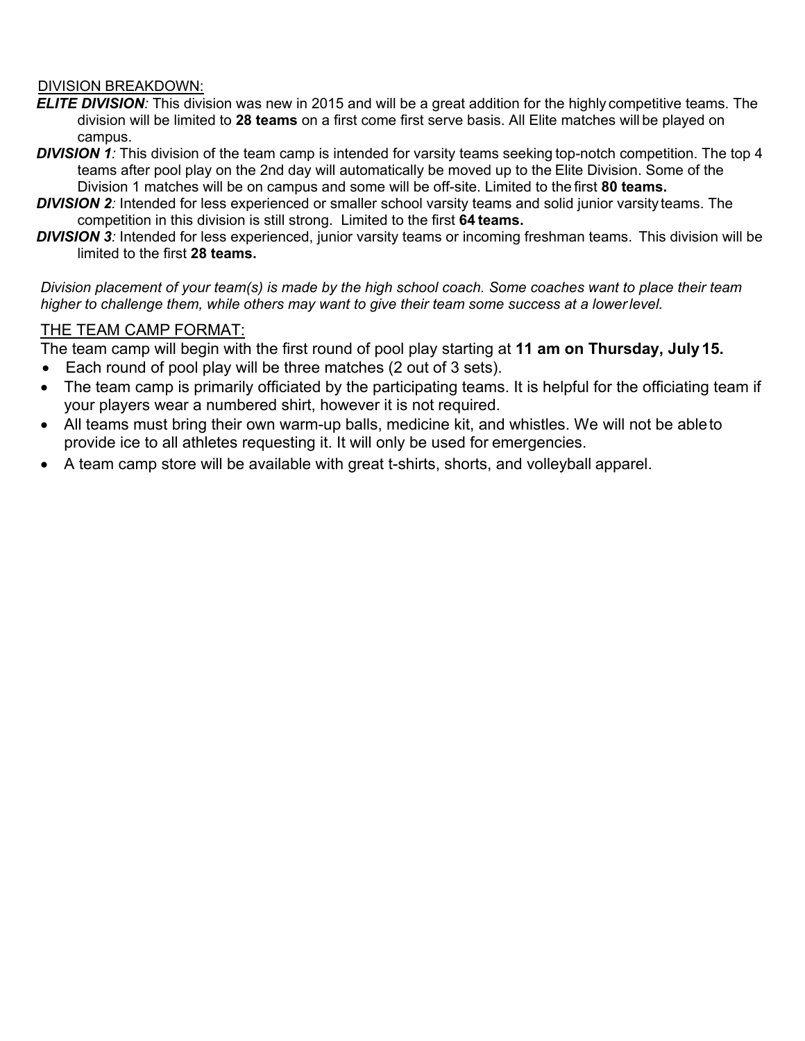DIVISION BREAKDOWN:

***ELITE DIVISION****:* This division was new in 2015 and will be a great addition for the highly competitive teams. The division will be limited to **28 teams** on a first come first serve basis. All Elite matches will be played on campus.

***DIVISION 1****:* This division of the team camp is intended for varsity teams seeking top-notch competition. The top 4 teams after pool play on the 2nd day will automatically be moved up to the Elite Division. Some of the Division 1 matches will be on campus and some will be off-site. Limited to the first **80 teams.**

***DIVISION 2****:* Intended for less experienced or smaller school varsity teams and solid junior varsity teams. The competition in this division is still strong. Limited to the first **64 teams.**

***DIVISION 3****:* Intended for less experienced, junior varsity teams or incoming freshman teams. This division will be limited to the first **28 teams.**

*Division placement of your team(s) is made by the high school coach. Some coaches want to place their team higher to challenge them, while others may want to give their team some success at a lower level.*

THE TEAM CAMP FORMAT:

The team camp will begin with the first round of pool play starting at **11 am on Thursday, July 15.**

- Each round of pool play will be three matches (2 out of 3 sets).
- The team camp is primarily officiated by the participating teams. It is helpful for the officiating team if your players wear a numbered shirt, however it is not required.
- All teams must bring their own warm-up balls, medicine kit, and whistles. We will not be able to provide ice to all athletes requesting it. It will only be used for emergencies.
- A team camp store will be available with great t-shirts, shorts, and volleyball apparel.